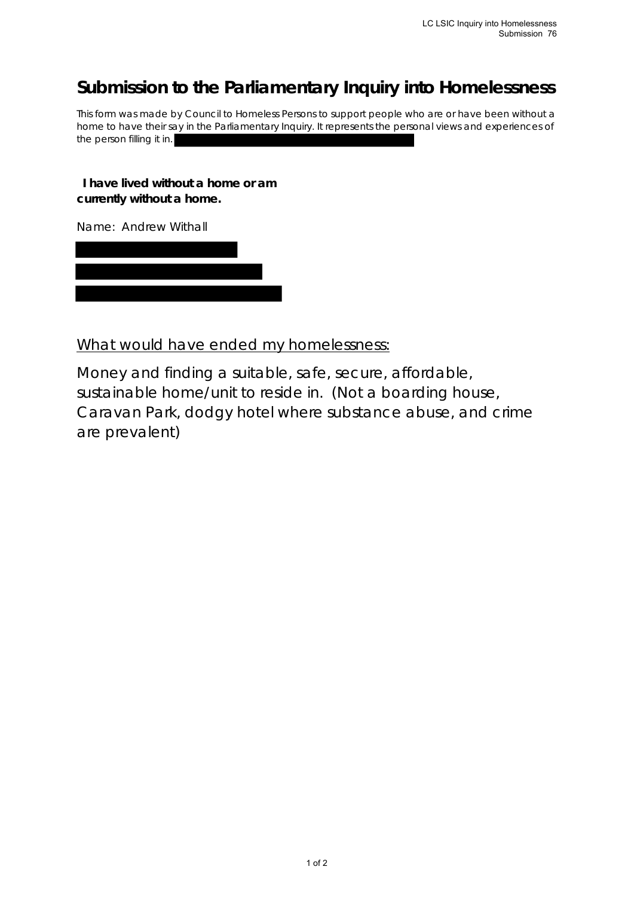# Submission to the Parliamentary Inquiry into Homelessness

This form was made by Council to Homeless Persons to support people who are or have been without a home to have their say in the Parliamentary Inquiry. It represents the personal views and experiences of the person filling it in.

**I have lived without a home or am currently without a home.**

Name: Andrew Withall

What would have ended my homelessness:

Money and finding a suitable, safe, secure, affordable, sustainable home/unit to reside in. (Not a boarding house, Caravan Park, dodgy hotel where substance abuse, and crime are prevalent)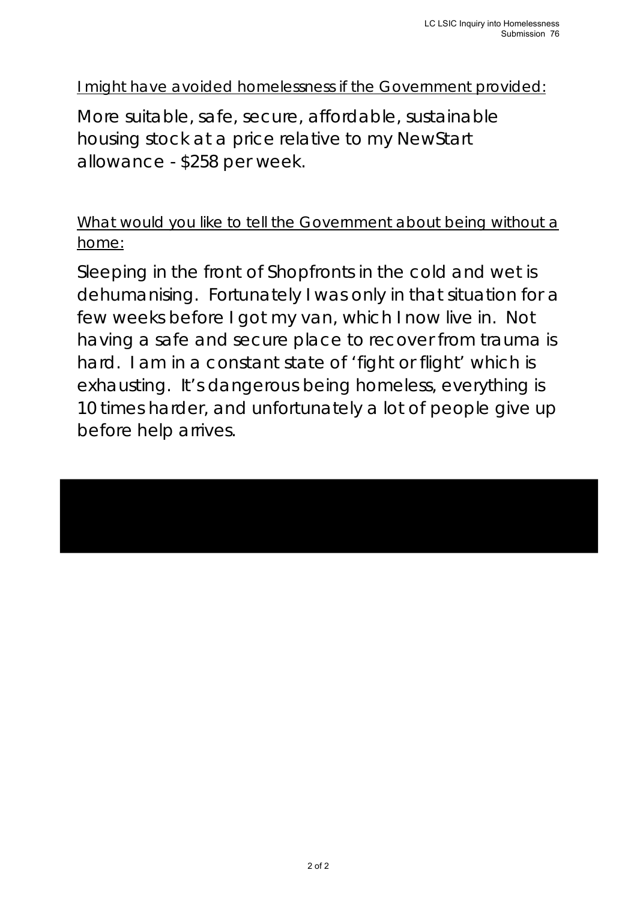<u>I might have avoided homelessness if the Government provided:</u>

More suitable, safe, secure, affordable, sustainable housing stock at a price relative to my NewStart allowance - $258 per week.

<u>What would you like to tell the Government about being without a home:</u>

Sleeping in the front of Shopfronts in the cold and wet is dehumanising. Fortunately I was only in that situation for a few weeks before I got my van, which I now live in. Not having a safe and secure place to recover from trauma is hard. I am in a constant state of 'fight or flight' which is exhausting. It's dangerous being homeless, everything is 10 times harder, and unfortunately a lot of people give up before help arrives.